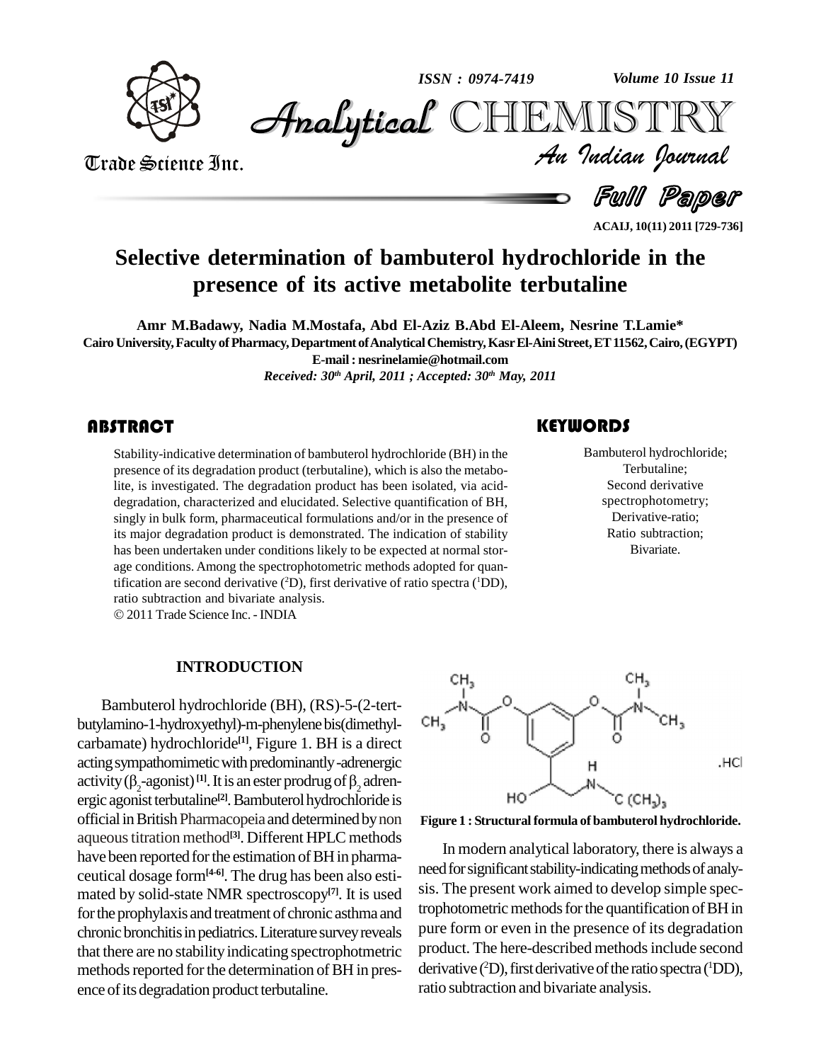# Selective determination of bambuterol hydrochloride in the presence of its active metabolite terbutaline

**Amr M.Badawy, Nadia M.Mostafa, Abd El-Aziz B.Abd El-Aleem, Nesrine T.Lamie***

**Cairo University, Faculty of Pharmacy, Department of Analytical Chemistry, Kasr El-Aini Street, ET 11562, Cairo, (EGYPT)**

**E-mail : nesrinelamie@hotmail.com**

*Received: 30th April, 2011 ; Accepted: 30th May, 2011*

## ABSTRACT

Stability-indicative determination of bambuterol hydrochloride (BH) in the presence of its degradation product (terbutaline), which is also the metabolite, is investigated. The degradation product has been isolated, via acid-degradation, characterized and elucidated. Selective quantification of BH, singly in bulk form, pharmaceutical formulations and/or in the presence of its major degradation product is demonstrated. The indication of stability has been undertaken under conditions likely to be expected at normal storage conditions. Among the spectrophotometric methods adopted for quantification are second derivative ($^2$D), first derivative of ratio spectra ($^1$DD), ratio subtraction and bivariate analysis.

© 2011 Trade Science Inc. - INDIA

## KEYWORDS

Bambuterol hydrochloride;
Terbutaline;
Second derivative spectrophotometry;
Derivative-ratio;
Ratio subtraction;
Bivariate.

## INTRODUCTION

Bambuterol hydrochloride (BH), (RS)-5-(2-tert-butylamino-1-hydroxyethyl)-m-phenylene bis(dimethylcarbamate) hydrochloride[1], Figure 1. BH is a direct acting sympathomimetic with predominantly-adrenergic activity ($\beta_2$-agonist)[1]. It is an ester prodrug of $\beta_2$ adrenergic agonist terbutaline[2]. Bambuterol hydrochloride is official in British Pharmacopeia and determined by non aqueous titration method[3]. Different HPLC methods have been reported for the estimation of BH in pharmaceutical dosage form[4-6]. The drug has been also estimated by solid-state NMR spectroscopy[7]. It is used for the prophylaxis and treatment of chronic asthma and chronic bronchitis in pediatrics. Literature survey reveals that there are no stability indicating spectrophotmetric methods reported for the determination of BH in presence of its degradation product terbutaline.

**Figure 1 : Structural formula of bambuterol hydrochloride.**

In modern analytical laboratory, there is always a need for significant stability-indicating methods of analysis. The present work aimed to develop simple spectrophotometric methods for the quantification of BH in pure form or even in the presence of its degradation product. The here-described methods include second derivative ($^2$D), first derivative of the ratio spectra ($^1$DD), ratio subtraction and bivariate analysis.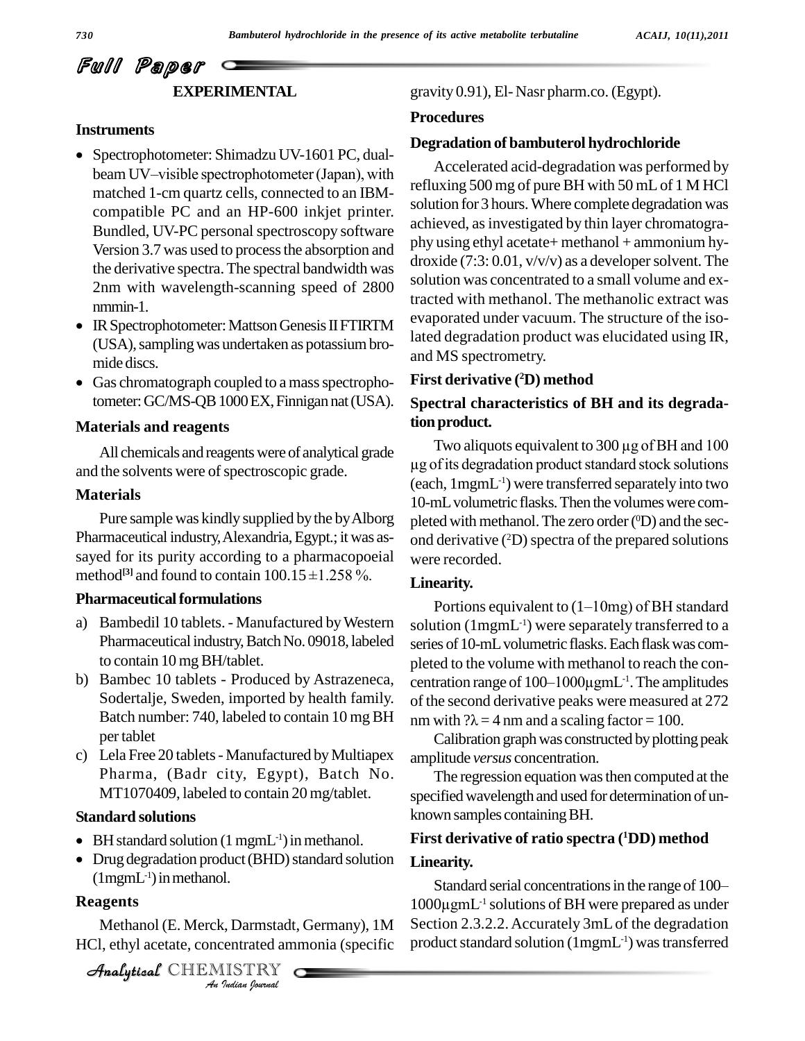## EXPERIMENTAL

### Instruments

- Spectrophotometer: Shimadzu UV-1601 PC, dual-beam UV–visible spectrophotometer (Japan), with matched 1-cm quartz cells, connected to an IBM-compatible PC and an HP-600 inkjet printer. Bundled, UV-PC personal spectroscopy software Version 3.7 was used to process the absorption and the derivative spectra. The spectral bandwidth was 2nm with wavelength-scanning speed of 2800 nmmin-1.
- IR Spectrophotometer: Mattson Genesis II FTIRTM (USA), sampling was undertaken as potassium bromide discs.
- Gas chromatograph coupled to a mass spectrophotometer: GC/MS-QB 1000 EX, Finnigan nat (USA).

### Materials and reagents

All chemicals and reagents were of analytical grade and the solvents were of spectroscopic grade.

### Materials

Pure sample was kindly supplied by the by Alborg Pharmaceutical industry, Alexandria, Egypt.; it was assayed for its purity according to a pharmacopoeial method[3] and found to contain 100.15 ±1.258 %.

### Pharmaceutical formulations

a) Bambedil 10 tablets. - Manufactured by Western Pharmaceutical industry, Batch No. 09018, labeled to contain 10 mg BH/tablet.
b) Bambec 10 tablets - Produced by Astrazeneca, Sodertalje, Sweden, imported by health family. Batch number: 740, labeled to contain 10 mg BH per tablet
c) Lela Free 20 tablets - Manufactured by Multiapex Pharma, (Badr city, Egypt), Batch No. MT1070409, labeled to contain 20 mg/tablet.

### Standard solutions

- BH standard solution (1 mgmL$^{-1}$) in methanol.
- Drug degradation product (BHD) standard solution (1mgmL$^{-1}$) in methanol.

### Reagents

Methanol (E. Merck, Darmstadt, Germany), 1M HCl, ethyl acetate, concentrated ammonia (specific gravity 0.91), El- Nasr pharm.co. (Egypt).

### Procedures

#### Degradation of bambuterol hydrochloride

Accelerated acid-degradation was performed by refluxing 500 mg of pure BH with 50 mL of 1 M HCl solution for 3 hours. Where complete degradation was achieved, as investigated by thin layer chromatography using ethyl acetate+ methanol + ammonium hydroxide (7:3: 0.01, v/v/v) as a developer solvent. The solution was concentrated to a small volume and extracted with methanol. The methanolic extract was evaporated under vacuum. The structure of the isolated degradation product was elucidated using IR, and MS spectrometry.

#### First derivative ($^2$D) method

#### Spectral characteristics of BH and its degradation product.

Two aliquots equivalent to 300 µg of BH and 100 µg of its degradation product standard stock solutions (each, 1mgmL$^{-1}$) were transferred separately into two 10-mL volumetric flasks. Then the volumes were completed with methanol. The zero order ($^0$D) and the second derivative ($^2$D) spectra of the prepared solutions were recorded.

#### Linearity.

Portions equivalent to (1–10mg) of BH standard solution (1mgmL$^{-1}$) were separately transferred to a series of 10-mL volumetric flasks. Each flask was completed to the volume with methanol to reach the concentration range of 100–1000µgmL$^{-1}$. The amplitudes of the second derivative peaks were measured at 272 nm with ?λ = 4 nm and a scaling factor = 100.

Calibration graph was constructed by plotting peak amplitude *versus* concentration.

The regression equation was then computed at the specified wavelength and used for determination of unknown samples containing BH.

#### First derivative of ratio spectra ($^1$DD) method

#### Linearity.

Standard serial concentrations in the range of 100–1000µgmL$^{-1}$ solutions of BH were prepared as under Section 2.3.2.2. Accurately 3mL of the degradation product standard solution (1mgmL$^{-1}$) was transferred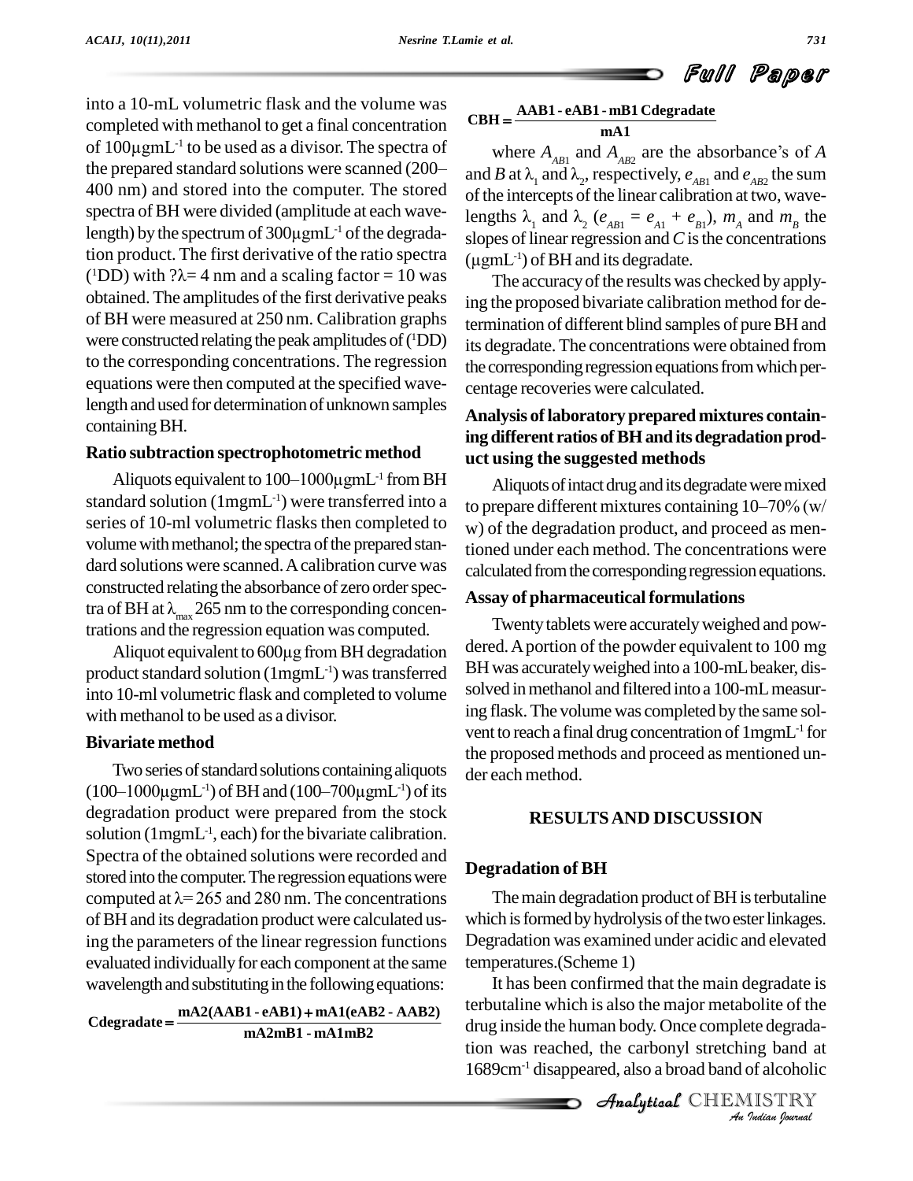into a 10-mL volumetric flask and the volume was completed with methanol to get a final concentration of 100µgmL$^{-1}$ to be used as a divisor. The spectra of the prepared standard solutions were scanned (200–400 nm) and stored into the computer. The stored spectra of BH were divided (amplitude at each wavelength) by the spectrum of 300µgmL$^{-1}$ of the degradation product. The first derivative of the ratio spectra ($^{1}$DD) with ?λ= 4 nm and a scaling factor = 10 was obtained. The amplitudes of the first derivative peaks of BH were measured at 250 nm. Calibration graphs were constructed relating the peak amplitudes of ($^{1}$DD) to the corresponding concentrations. The regression equations were then computed at the specified wavelength and used for determination of unknown samples containing BH.

### Ratio subtraction spectrophotometric method

Aliquots equivalent to 100–1000µgmL$^{-1}$ from BH standard solution (1mgmL$^{-1}$) were transferred into a series of 10-ml volumetric flasks then completed to volume with methanol; the spectra of the prepared standard solutions were scanned. A calibration curve was constructed relating the absorbance of zero order spectra of BH at $\lambda_{max}$ 265 nm to the corresponding concentrations and the regression equation was computed.

Aliquot equivalent to 600µg from BH degradation product standard solution (1mgmL$^{-1}$) was transferred into 10-ml volumetric flask and completed to volume with methanol to be used as a divisor.

### Bivariate method

Two series of standard solutions containing aliquots (100–1000µgmL$^{-1}$) of BH and (100–700µgmL$^{-1}$) of its degradation product were prepared from the stock solution (1mgmL$^{-1}$, each) for the bivariate calibration. Spectra of the obtained solutions were recorded and stored into the computer. The regression equations were computed at λ= 265 and 280 nm. The concentrations of BH and its degradation product were calculated using the parameters of the linear regression functions evaluated individually for each component at the same wavelength and substituting in the following equations:

$$\mathrm{Cdegradate} = \frac{\mathrm{mA2(AAB1 - eAB1) + mA1(eAB2 - AAB2)}}{\mathrm{mA2mB1 - mA1mB2}}$$

$$\mathrm{CBH} = \frac{\mathrm{AAB1 - eAB1 - mB1\,Cdegradate}}{\mathrm{mA1}}$$

where $A_{AB1}$ and $A_{AB2}$ are the absorbance's of $A$ and $B$ at $\lambda_1$ and $\lambda_2$, respectively, $e_{AB1}$ and $e_{AB2}$ the sum of the intercepts of the linear calibration at two, wavelengths $\lambda_1$ and $\lambda_2$ ($e_{AB1} = e_{A1} + e_{B1}$), $m_A$ and $m_B$ the slopes of linear regression and $C$ is the concentrations (µgmL$^{-1}$) of BH and its degradate.

The accuracy of the results was checked by applying the proposed bivariate calibration method for determination of different blind samples of pure BH and its degradate. The concentrations were obtained from the corresponding regression equations from which percentage recoveries were calculated.

### Analysis of laboratory prepared mixtures containing different ratios of BH and its degradation product using the suggested methods

Aliquots of intact drug and its degradate were mixed to prepare different mixtures containing 10–70% (w/w) of the degradation product, and proceed as mentioned under each method. The concentrations were calculated from the corresponding regression equations.

### Assay of pharmaceutical formulations

Twenty tablets were accurately weighed and powdered. A portion of the powder equivalent to 100 mg BH was accurately weighed into a 100-mL beaker, dissolved in methanol and filtered into a 100-mL measuring flask. The volume was completed by the same solvent to reach a final drug concentration of 1mgmL$^{-1}$ for the proposed methods and proceed as mentioned under each method.

## RESULTS AND DISCUSSION

### Degradation of BH

The main degradation product of BH is terbutaline which is formed by hydrolysis of the two ester linkages. Degradation was examined under acidic and elevated temperatures.(Scheme 1)

It has been confirmed that the main degradate is terbutaline which is also the major metabolite of the drug inside the human body. Once complete degradation was reached, the carbonyl stretching band at 1689cm$^{-1}$ disappeared, also a broad band of alcoholic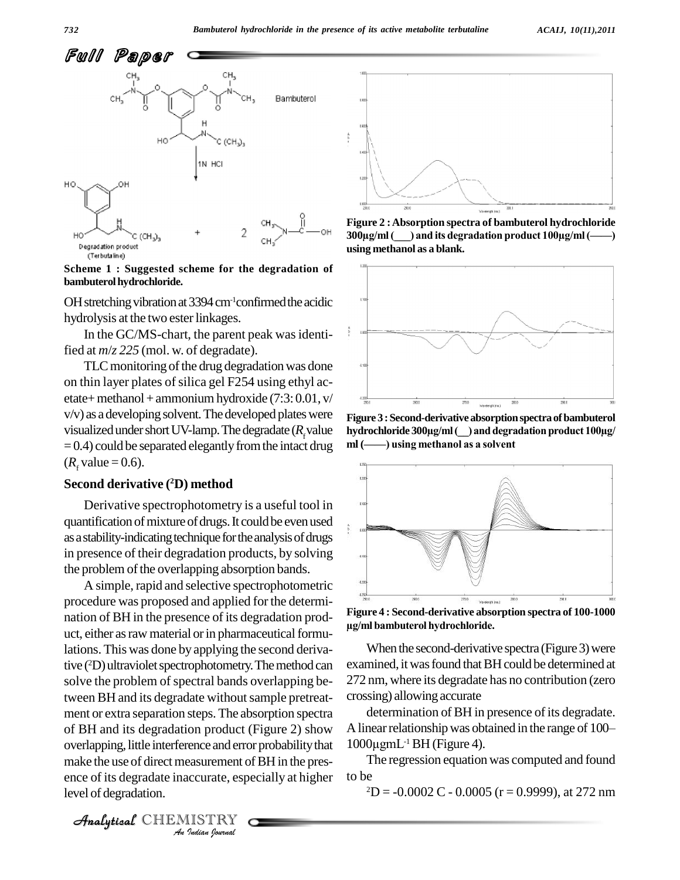Scheme 1 : Suggested scheme for the degradation of bambuterol hydrochloride.

OH stretching vibration at 3394 $cm^{-1}$ confirmed the acidic hydrolysis at the two ester linkages.

In the GC/MS-chart, the parent peak was identified at *m/z 225* (mol. w. of degradate).

TLC monitoring of the drug degradation was done on thin layer plates of silica gel F254 using ethyl acetate + methanol + ammonium hydroxide (7:3: 0.01, v/v/v) as a developing solvent. The developed plates were visualized under short UV-lamp. The degradate ($R_f$ value = 0.4) could be separated elegantly from the intact drug ($R_f$ value = 0.6).

### Second derivative ($^2$D) method

Derivative spectrophotometry is a useful tool in quantification of mixture of drugs. It could be even used as a stability-indicating technique for the analysis of drugs in presence of their degradation products, by solving the problem of the overlapping absorption bands.

A simple, rapid and selective spectrophotometric procedure was proposed and applied for the determination of BH in the presence of its degradation product, either as raw material or in pharmaceutical formulations. This was done by applying the second derivative ($^2$D) ultraviolet spectrophotometry. The method can solve the problem of spectral bands overlapping between BH and its degradate without sample pretreatment or extra separation steps. The absorption spectra of BH and its degradation product (Figure 2) show overlapping, little interference and error probability that make the use of direct measurement of BH in the presence of its degradate inaccurate, especially at higher level of degradation.

Figure 2 : Absorption spectra of bambuterol hydrochloride 300µg/ml (___) and its degradation product 100µg/ml (——) using methanol as a blank.

Figure 3 : Second-derivative absorption spectra of bambuterol hydrochloride 300µg/ml (__) and degradation product 100µg/ml (——) using methanol as a solvent

Figure 4 : Second-derivative absorption spectra of 100-1000 µg/ml bambuterol hydrochloride.

When the second-derivative spectra (Figure 3) were examined, it was found that BH could be determined at 272 nm, where its degradate has no contribution (zero crossing) allowing accurate

determination of BH in presence of its degradate. A linear relationship was obtained in the range of 100–1000µgmL$^{-1}$ BH (Figure 4).

The regression equation was computed and found to be

$^2$D = -0.0002 C - 0.0005 (r = 0.9999), at 272 nm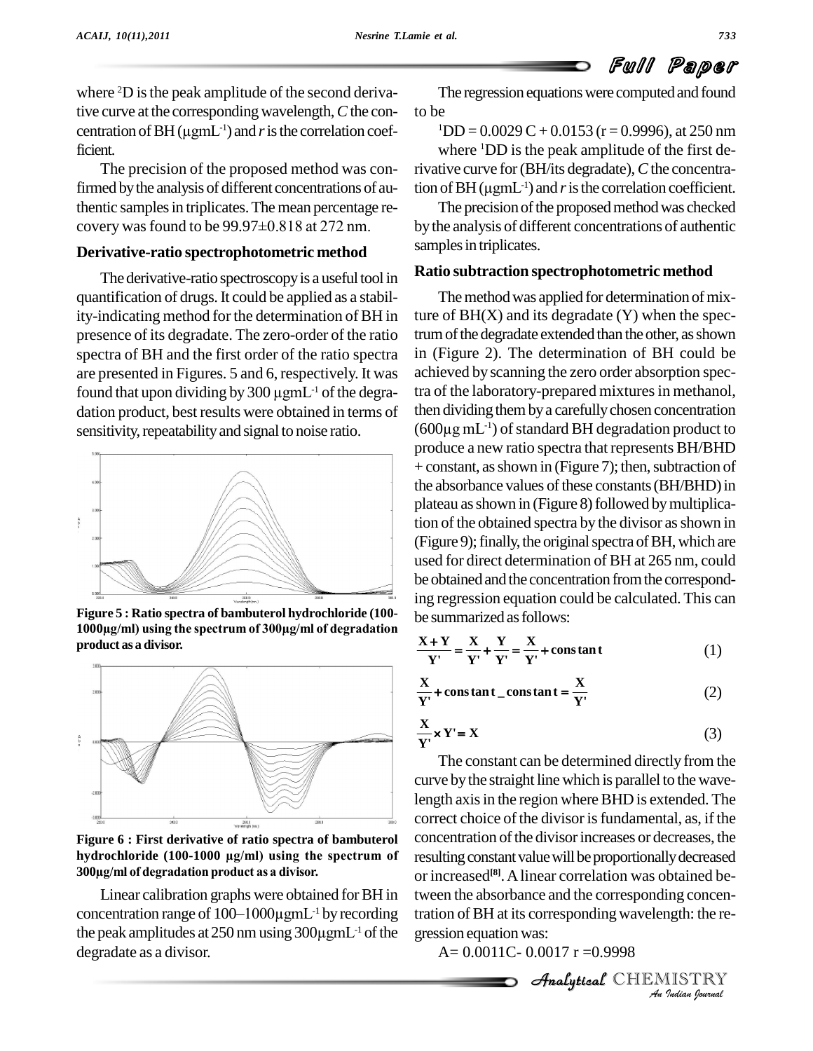where $^2D$ is the peak amplitude of the second derivative curve at the corresponding wavelength, $C$ the concentration of BH (μgmL$^{-1}$) and $r$ is the correlation coefficient.

The precision of the proposed method was confirmed by the analysis of different concentrations of authentic samples in triplicates. The mean percentage recovery was found to be 99.97±0.818 at 272 nm.

### Derivative-ratio spectrophotometric method

The derivative-ratio spectroscopy is a useful tool in quantification of drugs. It could be applied as a stability-indicating method for the determination of BH in presence of its degradate. The zero-order of the ratio spectra of BH and the first order of the ratio spectra are presented in Figures. 5 and 6, respectively. It was found that upon dividing by 300 μgmL$^{-1}$ of the degradation product, best results were obtained in terms of sensitivity, repeatability and signal to noise ratio.

**Figure 5 : Ratio spectra of bambuterol hydrochloride (100-1000μg/ml) using the spectrum of 300μg/ml of degradation product as a divisor.**

**Figure 6 : First derivative of ratio spectra of bambuterol hydrochloride (100-1000 μg/ml) using the spectrum of 300μg/ml of degradation product as a divisor.**

Linear calibration graphs were obtained for BH in concentration range of 100–1000μgmL$^{-1}$ by recording the peak amplitudes at 250 nm using 300μgmL$^{-1}$ of the degradate as a divisor.

The regression equations were computed and found to be

$^1DD = 0.0029\ C + 0.0153$ (r = 0.9996), at 250 nm

where $^1DD$ is the peak amplitude of the first derivative curve for (BH/its degradate), $C$ the concentration of BH (μgmL$^{-1}$) and $r$ is the correlation coefficient.

The precision of the proposed method was checked by the analysis of different concentrations of authentic samples in triplicates.

### Ratio subtraction spectrophotometric method

The method was applied for determination of mixture of BH(X) and its degradate (Y) when the spectrum of the degradate extended than the other, as shown in (Figure 2). The determination of BH could be achieved by scanning the zero order absorption spectra of the laboratory-prepared mixtures in methanol, then dividing them by a carefully chosen concentration (600μg mL$^{-1}$) of standard BH degradation product to produce a new ratio spectra that represents BH/BHD + constant, as shown in (Figure 7); then, subtraction of the absorbance values of these constants (BH/BHD) in plateau as shown in (Figure 8) followed by multiplication of the obtained spectra by the divisor as shown in (Figure 9); finally, the original spectra of BH, which are used for direct determination of BH at 265 nm, could be obtained and the concentration from the corresponding regression equation could be calculated. This can be summarized as follows:

$$\frac{X+Y}{Y'} = \frac{X}{Y'} + \frac{Y}{Y'} = \frac{X}{Y'} + \text{constant} \quad (1)$$

$$\frac{X}{Y'} + \text{constant} - \text{constant} = \frac{X}{Y'} \quad (2)$$

$$\frac{X}{Y'} \times Y' = X \quad (3)$$

The constant can be determined directly from the curve by the straight line which is parallel to the wavelength axis in the region where BHD is extended. The correct choice of the divisor is fundamental, as, if the concentration of the divisor increases or decreases, the resulting constant value will be proportionally decreased or increased[8]. A linear correlation was obtained between the absorbance and the corresponding concentration of BH at its corresponding wavelength: the regression equation was:

A= 0.0011C- 0.0017 r =0.9998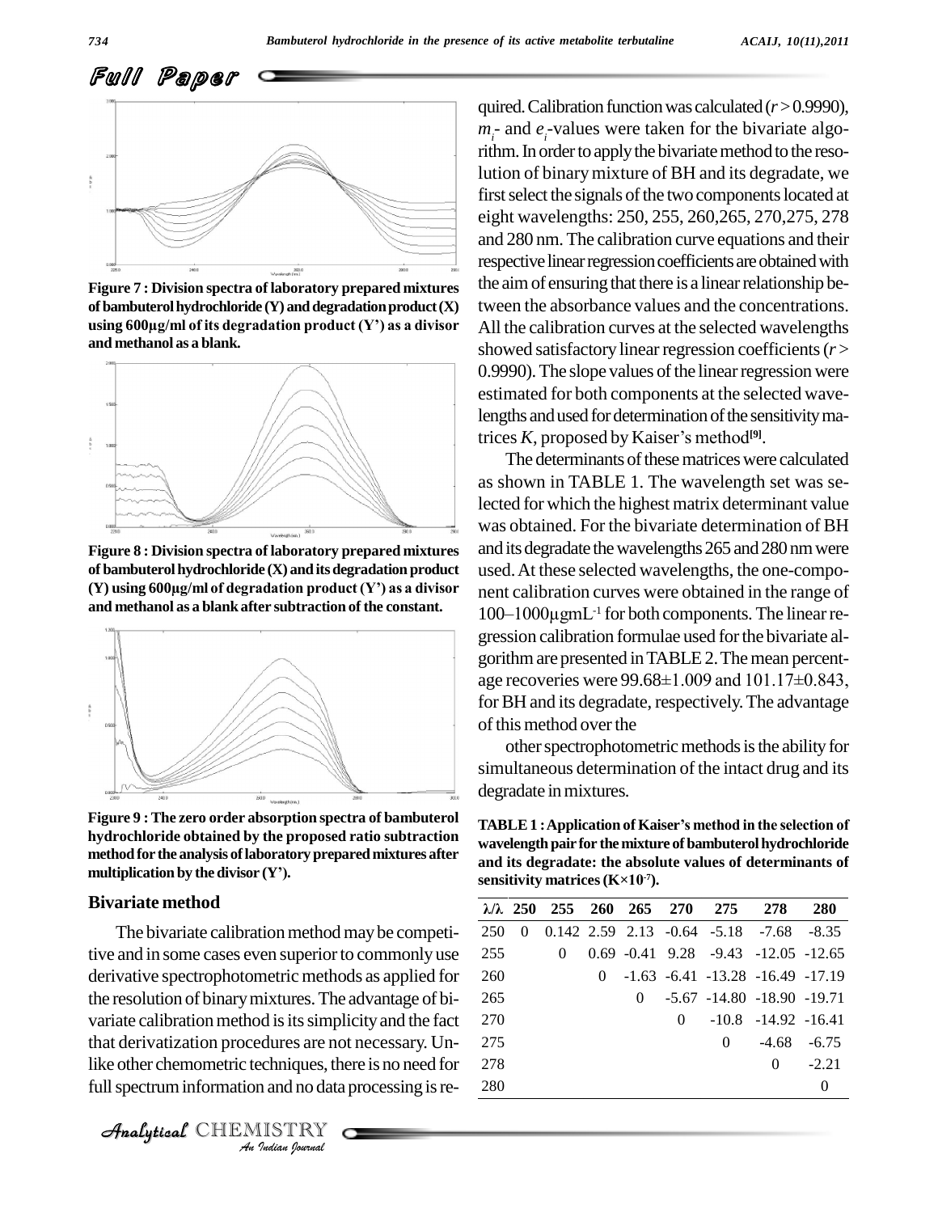Figure 7 : Division spectra of laboratory prepared mixtures of bambuterol hydrochloride (Y) and degradation product (X) using 600µg/ml of its degradation product (Y') as a divisor and methanol as a blank.

Figure 8 : Division spectra of laboratory prepared mixtures of bambuterol hydrochloride (X) and its degradation product (Y) using 600µg/ml of degradation product (Y') as a divisor and methanol as a blank after subtraction of the constant.

Figure 9 : The zero order absorption spectra of bambuterol hydrochloride obtained by the proposed ratio subtraction method for the analysis of laboratory prepared mixtures after multiplication by the divisor (Y').

## Bivariate method

The bivariate calibration method may be competitive and in some cases even superior to commonly use derivative spectrophotometric methods as applied for the resolution of binary mixtures. The advantage of bivariate calibration method is its simplicity and the fact that derivatization procedures are not necessary. Unlike other chemometric techniques, there is no need for full spectrum information and no data processing is required. Calibration function was calculated ($r > 0.9990$), $m_i$- and $e_i$-values were taken for the bivariate algorithm. In order to apply the bivariate method to the resolution of binary mixture of BH and its degradate, we first select the signals of the two components located at eight wavelengths: 250, 255, 260,265, 270,275, 278 and 280 nm. The calibration curve equations and their respective linear regression coefficients are obtained with the aim of ensuring that there is a linear relationship between the absorbance values and the concentrations. All the calibration curves at the selected wavelengths showed satisfactory linear regression coefficients ($r > 0.9990$). The slope values of the linear regression were estimated for both components at the selected wavelengths and used for determination of the sensitivity matrices $K$, proposed by Kaiser's method[9].

The determinants of these matrices were calculated as shown in TABLE 1. The wavelength set was selected for which the highest matrix determinant value was obtained. For the bivariate determination of BH and its degradate the wavelengths 265 and 280 nm were used. At these selected wavelengths, the one-component calibration curves were obtained in the range of 100–1000µgmL$^{-1}$ for both components. The linear regression calibration formulae used for the bivariate algorithm are presented in TABLE 2. The mean percentage recoveries were 99.68±1.009 and 101.17±0.843, for BH and its degradate, respectively. The advantage of this method over the

other spectrophotometric methods is the ability for simultaneous determination of the intact drug and its degradate in mixtures.

**TABLE 1 : Application of Kaiser's method in the selection of wavelength pair for the mixture of bambuterol hydrochloride and its degradate: the absolute values of determinants of sensitivity matrices (K×10$^{-7}$).**

| λ/λ | 250 | 255 | 260 | 265 | 270 | 275 | 278 | 280 |
|---|---|---|---|---|---|---|---|---|
| 250 | 0 | 0.142 | 2.59 | 2.13 | -0.64 | -5.18 | -7.68 | -8.35 |
| 255 | | 0 | 0.69 | -0.41 | 9.28 | -9.43 | -12.05 | -12.65 |
| 260 | | | 0 | -1.63 | -6.41 | -13.28 | -16.49 | -17.19 |
| 265 | | | | 0 | -5.67 | -14.80 | -18.90 | -19.71 |
| 270 | | | | | 0 | -10.8 | -14.92 | -16.41 |
| 275 | | | | | | 0 | -4.68 | -6.75 |
| 278 | | | | | | | 0 | -2.21 |
| 280 | | | | | | | | 0 |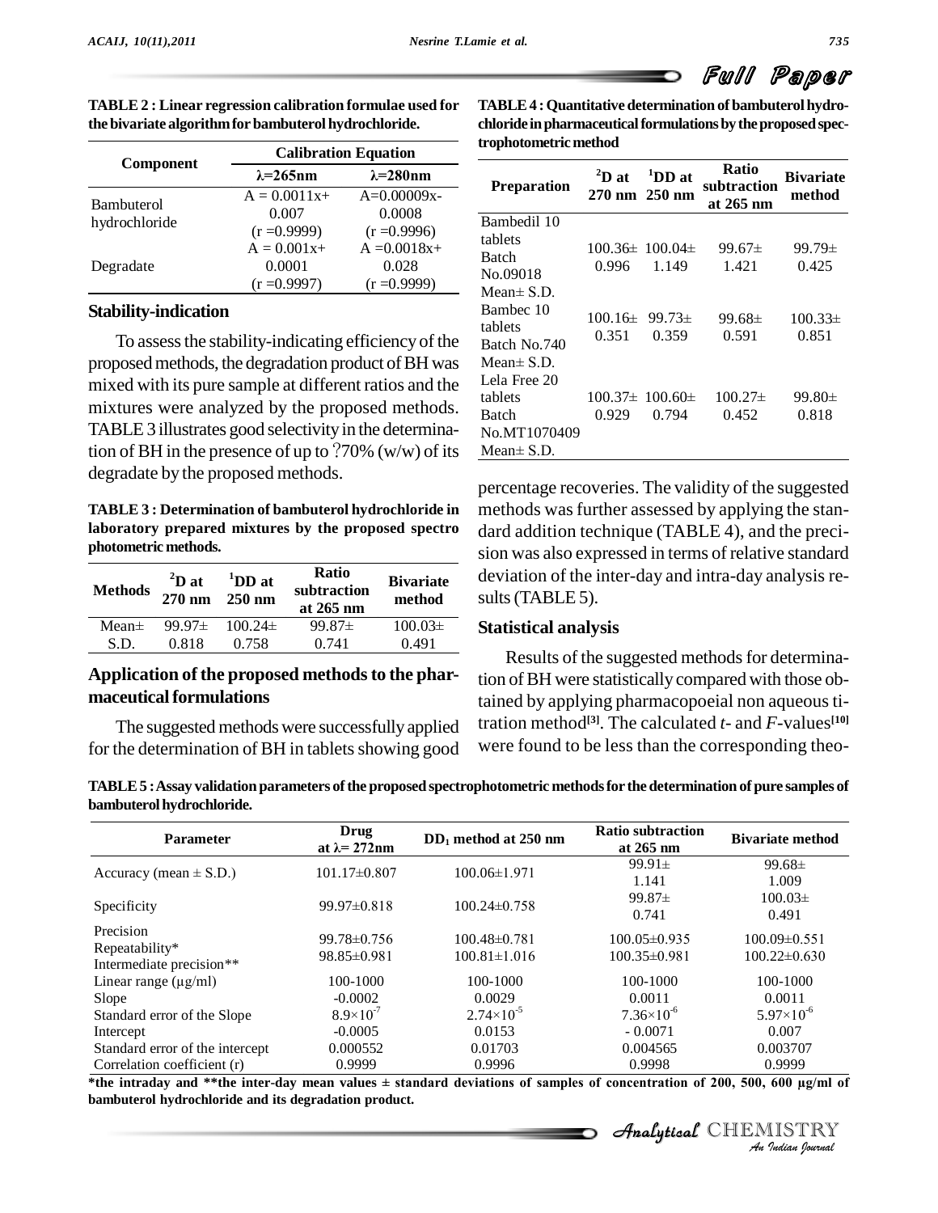**TABLE 2 : Linear regression calibration formulae used for the bivariate algorithm for bambuterol hydrochloride.**

| Component | Calibration Equation | |
|---|---|---|
| | λ=265nm | λ=280nm |
| Bambuterol hydrochloride | A = 0.0011x+ 0.007 (r =0.9999) | A=0.00009x- 0.0008 (r =0.9996) |
| Degradate | A = 0.001x+ 0.0001 (r =0.9997) | A =0.0018x+ 0.028 (r =0.9999) |

### Stability-indication

To assess the stability-indicating efficiency of the proposed methods, the degradation product of BH was mixed with its pure sample at different ratios and the mixtures were analyzed by the proposed methods. TABLE 3 illustrates good selectivity in the determination of BH in the presence of up to ?70% (w/w) of its degradate by the proposed methods.

**TABLE 3 : Determination of bambuterol hydrochloride in laboratory prepared mixtures by the proposed spectro photometric methods.**

| Methods | $^{2}$D at 270 nm | $^{1}$DD at 250 nm | Ratio subtraction at 265 nm | Bivariate method |
|---|---|---|---|---|
| Mean± S.D. | 99.97± 0.818 | 100.24± 0.758 | 99.87± 0.741 | 100.03± 0.491 |

### Application of the proposed methods to the pharmaceutical formulations

The suggested methods were successfully applied for the determination of BH in tablets showing good percentage recoveries. The validity of the suggested methods was further assessed by applying the standard addition technique (TABLE 4), and the precision was also expressed in terms of relative standard deviation of the inter-day and intra-day analysis results (TABLE 5).

**TABLE 4 : Quantitative determination of bambuterol hydrochloride in pharmaceutical formulations by the proposed spectrophotometric method**

| Preparation | $^{2}$D at 270 nm | $^{1}$DD at 250 nm | Ratio subtraction at 265 nm | Bivariate method |
|---|---|---|---|---|
| Bambedil 10 tablets Batch No.09018 Mean± S.D. | 100.36± 0.996 | 100.04± 1.149 | 99.67± 1.421 | 99.79± 0.425 |
| Bambec 10 tablets Batch No.740 Mean± S.D. | 100.16± 0.351 | 99.73± 0.359 | 99.68± 0.591 | 100.33± 0.851 |
| Lela Free 20 tablets Batch No.MT1070409 Mean± S.D. | 100.37± 0.929 | 100.60± 0.794 | 100.27± 0.452 | 99.80± 0.818 |

### Statistical analysis

Results of the suggested methods for determination of BH were statistically compared with those obtained by applying pharmacopoeial non aqueous titration method[3]. The calculated *t*- and *F*-values[10] were found to be less than the corresponding theo-

**TABLE 5 : Assay validation parameters of the proposed spectrophotometric methods for the determination of pure samples of bambuterol hydrochloride.**

| Parameter | Drug at λ= 272nm | $DD_1$ method at 250 nm | Ratio subtraction at 265 nm | Bivariate method |
|---|---|---|---|---|
| Accuracy (mean ± S.D.) | 101.17±0.807 | 100.06±1.971 | 99.91± 1.141 | 99.68± 1.009 |
| Specificity | 99.97±0.818 | 100.24±0.758 | 99.87± 0.741 | 100.03± 0.491 |
| Precision | | | | |
| Repeatability* | 99.78±0.756 | 100.48±0.781 | 100.05±0.935 | 100.09±0.551 |
| Intermediate precision** | 98.85±0.981 | 100.81±1.016 | 100.35±0.981 | 100.22±0.630 |
| Linear range (μg/ml) | 100-1000 | 100-1000 | 100-1000 | 100-1000 |
| Slope | -0.0002 | 0.0029 | 0.0011 | 0.0011 |
| Standard error of the Slope | $8.9\times10^{-7}$ | $2.74\times10^{-5}$ | $7.36\times10^{-6}$ | $5.97\times10^{-6}$ |
| Intercept | -0.0005 | 0.0153 | - 0.0071 | 0.007 |
| Standard error of the intercept | 0.000552 | 0.01703 | 0.004565 | 0.003707 |
| Correlation coefficient (r) | 0.9999 | 0.9996 | 0.9998 | 0.9999 |

**\*the intraday and \*\*the inter-day mean values ± standard deviations of samples of concentration of 200, 500, 600 μg/ml of bambuterol hydrochloride and its degradation product.**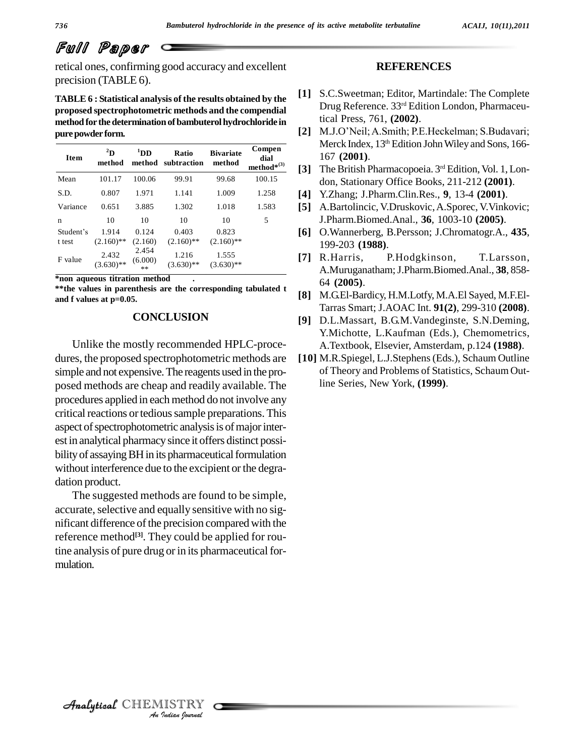retical ones, confirming good accuracy and excellent precision (TABLE 6).

**TABLE 6 : Statistical analysis of the results obtained by the proposed spectrophotometric methods and the compendial method for the determination of bambuterol hydrochloride in pure powder form.**

| Item | $^2$D method | $^1$DD method | Ratio subtraction | Bivariate method | Compendial method*[3] |
|---|---|---|---|---|---|
| Mean | 101.17 | 100.06 | 99.91 | 99.68 | 100.15 |
| S.D. | 0.807 | 1.971 | 1.141 | 1.009 | 1.258 |
| Variance | 0.651 | 3.885 | 1.302 | 1.018 | 1.583 |
| n | 10 | 10 | 10 | 10 | 5 |
| Student's t test | 1.914 (2.160)** | 0.124 (2.160) | 0.403 (2.160)** | 0.823 (2.160)** | |
| F value | 2.432 (3.630)** | 2.454 (6.000) ** | 1.216 (3.630)** | 1.555 (3.630)** | |

**\*non aqueous titration method .**

**\*\*the values in parenthesis are the corresponding tabulated t and f values at p=0.05.**

## CONCLUSION

Unlike the mostly recommended HPLC-procedures, the proposed spectrophotometric methods are simple and not expensive. The reagents used in the proposed methods are cheap and readily available. The procedures applied in each method do not involve any critical reactions or tedious sample preparations. This aspect of spectrophotometric analysis is of major interest in analytical pharmacy since it offers distinct possibility of assaying BH in its pharmaceutical formulation without interference due to the excipient or the degradation product.

The suggested methods are found to be simple, accurate, selective and equally sensitive with no significant difference of the precision compared with the reference method[3]. They could be applied for routine analysis of pure drug or in its pharmaceutical formulation.

## REFERENCES

**[1]** S.C.Sweetman; Editor, Martindale: The Complete Drug Reference. 33rd Edition London, Pharmaceutical Press, 761, **(2002)**.

**[2]** M.J.O'Neil; A.Smith; P.E.Heckelman; S.Budavari; Merck Index, 13th Edition John Wiley and Sons, 166-167 **(2001)**.

**[3]** The British Pharmacopoeia. 3rd Edition, Vol. 1, London, Stationary Office Books, 211-212 **(2001)**.

**[4]** Y.Zhang; J.Pharm.Clin.Res., **9**, 13-4 **(2001)**.

**[5]** A.Bartolincic, V.Druskovic, A.Sporec, V.Vinkovic; J.Pharm.Biomed.Anal., **36**, 1003-10 **(2005)**.

**[6]** O.Wannerberg, B.Persson; J.Chromatogr.A., **435**, 199-203 **(1988)**.

**[7]** R.Harris, P.Hodgkinson, T.Larsson, A.Muruganatham; J.Pharm.Biomed.Anal., **38**, 858-64 **(2005)**.

**[8]** M.G.El-Bardicy, H.M.Lotfy, M.A.El Sayed, M.F.El-Tarras Smart; J.AOAC Int. **91(2)**, 299-310 **(2008)**.

**[9]** D.L.Massart, B.G.M.Vandeginste, S.N.Deming, Y.Michotte, L.Kaufman (Eds.), Chemometrics, A.Textbook, Elsevier, Amsterdam, p.124 **(1988)**.

**[10]** M.R.Spiegel, L.J.Stephens (Eds.), Schaum Outline of Theory and Problems of Statistics, Schaum Outline Series, New York, **(1999)**.